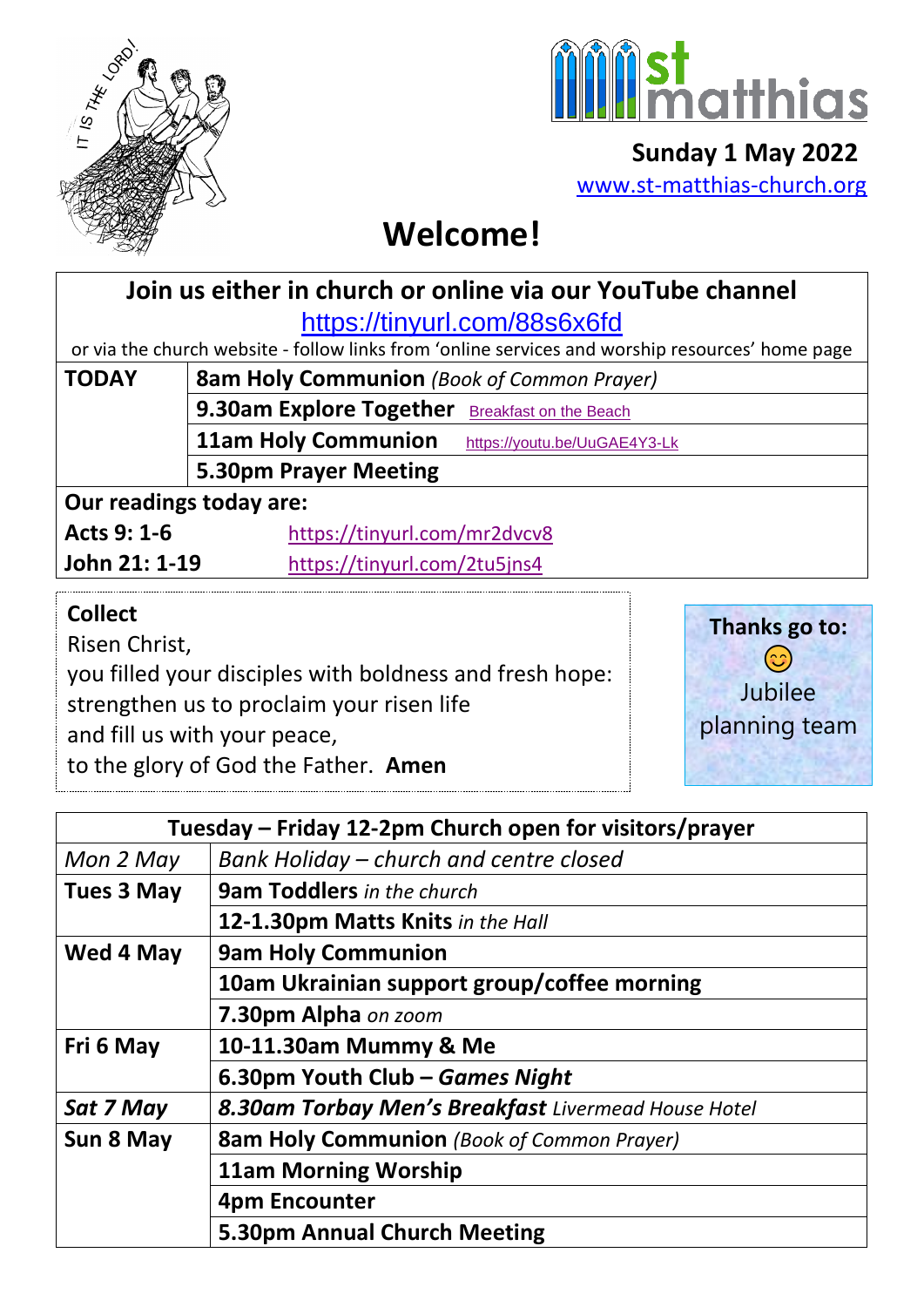# st matthias

**Sunday 1 May 2022**

www.st-matthias-church.org

# Welcome!

| **Join us either in church or online via our YouTube channel** https://tinyurl.com/88s6x6fd or via the church website - follow links from 'online services and worship resources' home page | |
|---|---|
| **TODAY** | **8am Holy Communion** *(Book of Common Prayer)* |
| | **9.30am Explore Together** Breakfast on the Beach |
| | **11am Holy Communion** https://youtu.be/UuGAE4Y3-Lk |
| | **5.30pm Prayer Meeting** |
| **Our readings today are:** | |
| **Acts 9: 1-6** | https://tinyurl.com/mr2dvcv8 |
| **John 21: 1-19** | https://tinyurl.com/2tu5jns4 |

**Collect**

Risen Christ,
you filled your disciples with boldness and fresh hope:
strengthen us to proclaim your risen life
and fill us with your peace,
to the glory of God the Father. **Amen**

**Thanks go to:**

😊

Jubilee planning team

| **Tuesday – Friday 12-2pm Church open for visitors/prayer** | |
|---|---|
| *Mon 2 May* | *Bank Holiday – church and centre closed* |
| **Tues 3 May** | **9am Toddlers** *in the church* |
| | **12-1.30pm Matts Knits** *in the Hall* |
| **Wed 4 May** | **9am Holy Communion** |
| | **10am Ukrainian support group/coffee morning** |
| | **7.30pm Alpha** *on zoom* |
| **Fri 6 May** | **10-11.30am Mummy & Me** |
| | **6.30pm Youth Club – *Games Night*** |
| ***Sat 7 May*** | ***8.30am Torbay Men's Breakfast*** *Livermead House Hotel* |
| **Sun 8 May** | **8am Holy Communion** *(Book of Common Prayer)* |
| | **11am Morning Worship** |
| | **4pm Encounter** |
| | **5.30pm Annual Church Meeting** |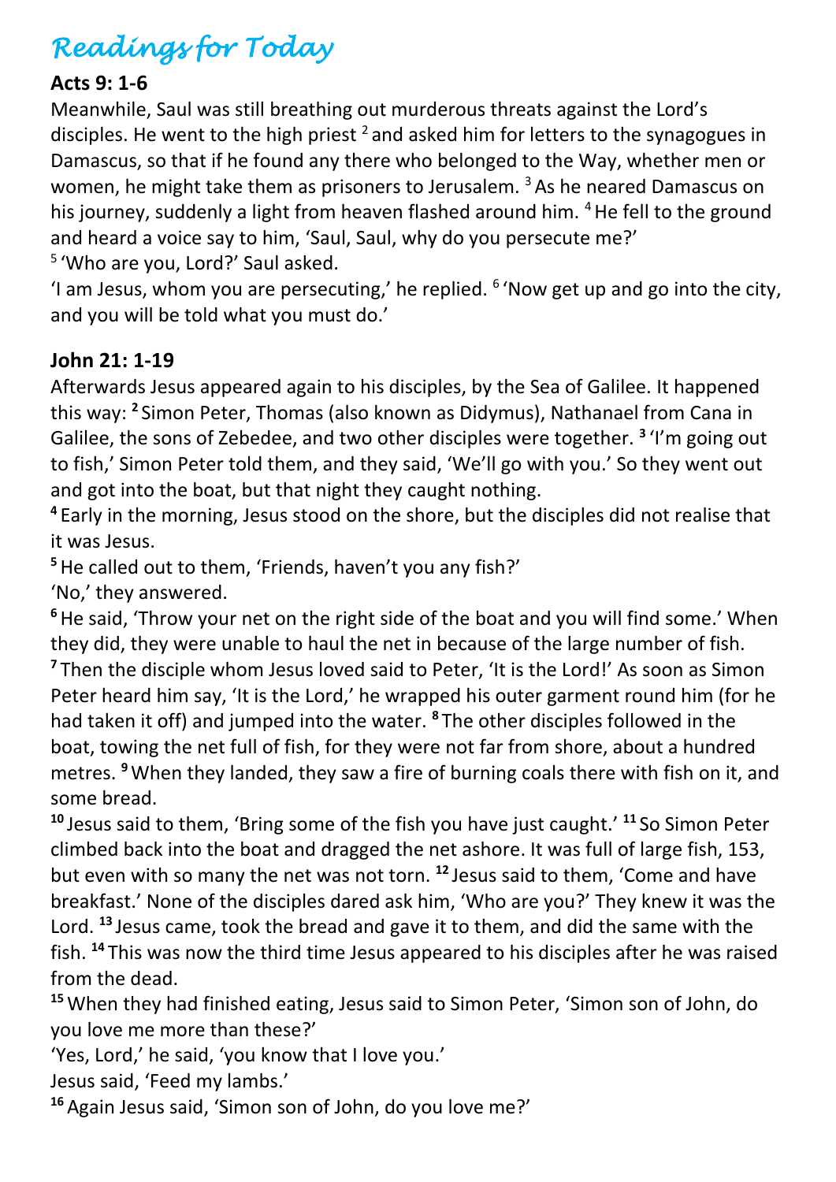# *Readings for Today*

**Acts 9: 1-6**

Meanwhile, Saul was still breathing out murderous threats against the Lord's disciples. He went to the high priest [2] and asked him for letters to the synagogues in Damascus, so that if he found any there who belonged to the Way, whether men or women, he might take them as prisoners to Jerusalem. [3] As he neared Damascus on his journey, suddenly a light from heaven flashed around him. [4] He fell to the ground and heard a voice say to him, 'Saul, Saul, why do you persecute me?'

[5] 'Who are you, Lord?' Saul asked.

'I am Jesus, whom you are persecuting,' he replied. [6] 'Now get up and go into the city, and you will be told what you must do.'

**John 21: 1-19**

Afterwards Jesus appeared again to his disciples, by the Sea of Galilee. It happened this way: **[2]** Simon Peter, Thomas (also known as Didymus), Nathanael from Cana in Galilee, the sons of Zebedee, and two other disciples were together. **[3]** 'I'm going out to fish,' Simon Peter told them, and they said, 'We'll go with you.' So they went out and got into the boat, but that night they caught nothing.

**[4]** Early in the morning, Jesus stood on the shore, but the disciples did not realise that it was Jesus.

**[5]** He called out to them, 'Friends, haven't you any fish?'

'No,' they answered.

**[6]** He said, 'Throw your net on the right side of the boat and you will find some.' When they did, they were unable to haul the net in because of the large number of fish.

**[7]** Then the disciple whom Jesus loved said to Peter, 'It is the Lord!' As soon as Simon Peter heard him say, 'It is the Lord,' he wrapped his outer garment round him (for he had taken it off) and jumped into the water. **[8]** The other disciples followed in the boat, towing the net full of fish, for they were not far from shore, about a hundred metres. **[9]** When they landed, they saw a fire of burning coals there with fish on it, and some bread.

**[10]** Jesus said to them, 'Bring some of the fish you have just caught.' **[11]** So Simon Peter climbed back into the boat and dragged the net ashore. It was full of large fish, 153, but even with so many the net was not torn. **[12]** Jesus said to them, 'Come and have breakfast.' None of the disciples dared ask him, 'Who are you?' They knew it was the Lord. **[13]** Jesus came, took the bread and gave it to them, and did the same with the fish. **[14]** This was now the third time Jesus appeared to his disciples after he was raised from the dead.

**[15]** When they had finished eating, Jesus said to Simon Peter, 'Simon son of John, do you love me more than these?'

'Yes, Lord,' he said, 'you know that I love you.'

Jesus said, 'Feed my lambs.'

**[16]** Again Jesus said, 'Simon son of John, do you love me?'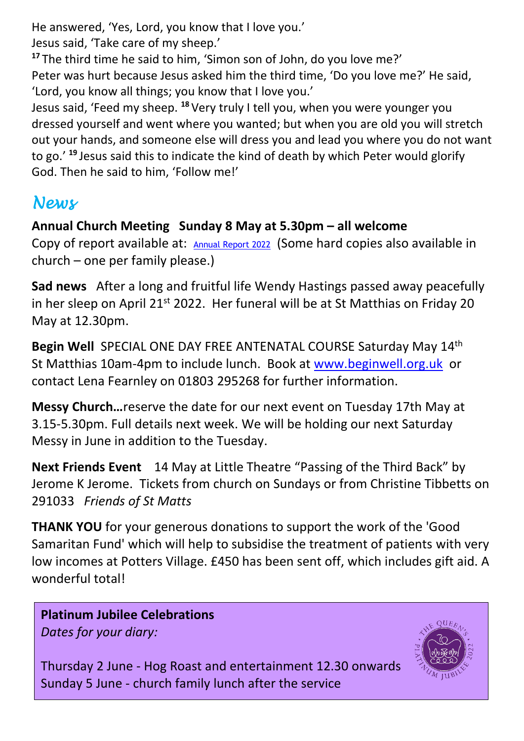He answered, 'Yes, Lord, you know that I love you.'
Jesus said, 'Take care of my sheep.'
**17** The third time he said to him, 'Simon son of John, do you love me?'
Peter was hurt because Jesus asked him the third time, 'Do you love me?' He said, 'Lord, you know all things; you know that I love you.'
Jesus said, 'Feed my sheep. **18** Very truly I tell you, when you were younger you dressed yourself and went where you wanted; but when you are old you will stretch out your hands, and someone else will dress you and lead you where you do not want to go.' **19** Jesus said this to indicate the kind of death by which Peter would glorify God. Then he said to him, 'Follow me!'

## *News*

**Annual Church Meeting Sunday 8 May at 5.30pm – all welcome**
Copy of report available at: Annual Report 2022 (Some hard copies also available in church – one per family please.)

**Sad news** After a long and fruitful life Wendy Hastings passed away peacefully in her sleep on April 21st 2022. Her funeral will be at St Matthias on Friday 20 May at 12.30pm.

**Begin Well** SPECIAL ONE DAY FREE ANTENATAL COURSE Saturday May 14th St Matthias 10am-4pm to include lunch. Book at www.beginwell.org.uk or contact Lena Fearnley on 01803 295268 for further information.

**Messy Church…**reserve the date for our next event on Tuesday 17th May at 3.15-5.30pm. Full details next week. We will be holding our next Saturday Messy in June in addition to the Tuesday.

**Next Friends Event** 14 May at Little Theatre "Passing of the Third Back" by Jerome K Jerome. Tickets from church on Sundays or from Christine Tibbetts on 291033 *Friends of St Matts*

**THANK YOU** for your generous donations to support the work of the 'Good Samaritan Fund' which will help to subsidise the treatment of patients with very low incomes at Potters Village. £450 has been sent off, which includes gift aid. A wonderful total!

**Platinum Jubilee Celebrations**
*Dates for your diary:*

Thursday 2 June - Hog Roast and entertainment 12.30 onwards
Sunday 5 June - church family lunch after the service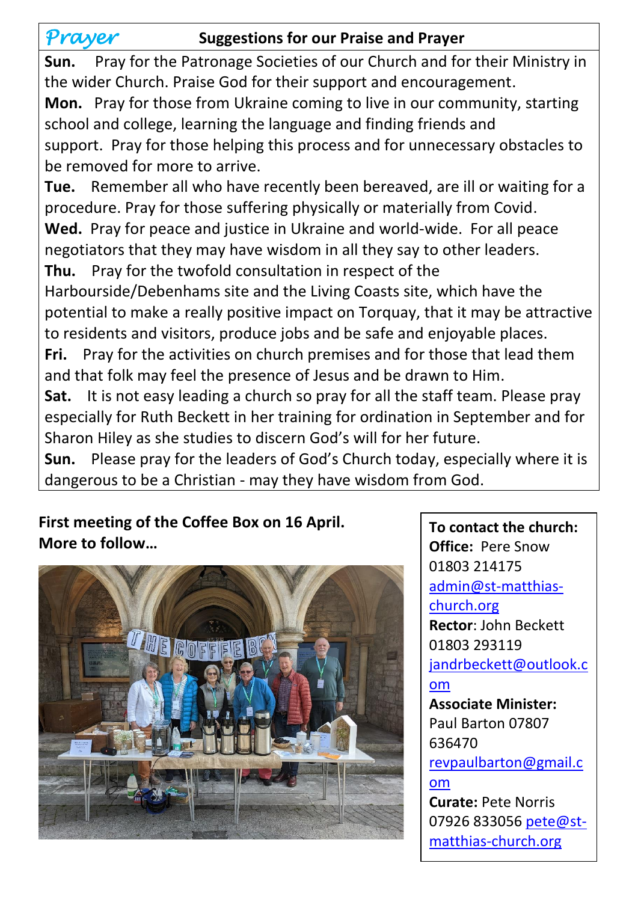## *Prayer* — Suggestions for our Praise and Prayer

**Sun.** Pray for the Patronage Societies of our Church and for their Ministry in the wider Church. Praise God for their support and encouragement.

**Mon.** Pray for those from Ukraine coming to live in our community, starting school and college, learning the language and finding friends and support. Pray for those helping this process and for unnecessary obstacles to be removed for more to arrive.

**Tue.** Remember all who have recently been bereaved, are ill or waiting for a procedure. Pray for those suffering physically or materially from Covid.

**Wed.** Pray for peace and justice in Ukraine and world-wide. For all peace negotiators that they may have wisdom in all they say to other leaders.

**Thu.** Pray for the twofold consultation in respect of the Harbourside/Debenhams site and the Living Coasts site, which have the potential to make a really positive impact on Torquay, that it may be attractive to residents and visitors, produce jobs and be safe and enjoyable places.

**Fri.** Pray for the activities on church premises and for those that lead them and that folk may feel the presence of Jesus and be drawn to Him.

**Sat.** It is not easy leading a church so pray for all the staff team. Please pray especially for Ruth Beckett in her training for ordination in September and for Sharon Hiley as she studies to discern God's will for her future.

**Sun.** Please pray for the leaders of God's Church today, especially where it is dangerous to be a Christian - may they have wisdom from God.

**First meeting of the Coffee Box on 16 April. More to follow…**

**To contact the church:**
**Office:** Pere Snow 01803 214175 admin@st-matthias-church.org
**Rector**: John Beckett 01803 293119 jandrbeckett@outlook.com
**Associate Minister:** Paul Barton 07807 636470 revpaulbarton@gmail.com
**Curate:** Pete Norris 07926 833056 pete@st-matthias-church.org